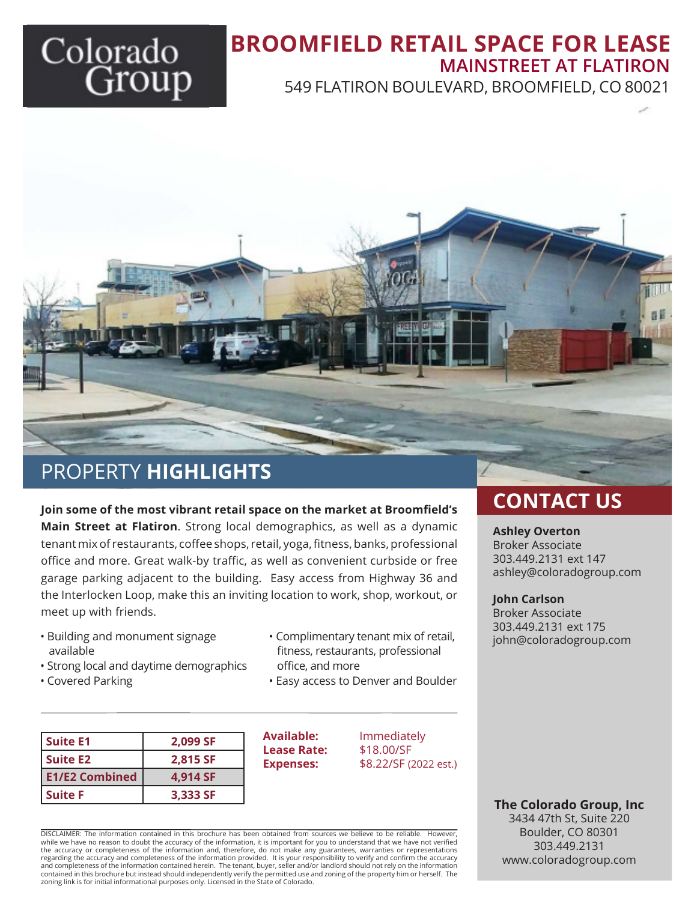# BROOMFIELD RETAIL SPACE FOR LEASE

## MAINSTREET AT FLATIRON

549 FLATIRON BOULEVARD, BROOMFIELD, CO 80021

## PROPERTY HIGHLIGHTS

**Join some of the most vibrant retail space on the market at Broomfield's Main Street at Flatiron**. Strong local demographics, as well as a dynamic tenant mix of restaurants, coffee shops, retail, yoga, fitness, banks, professional office and more. Great walk-by traffic, as well as convenient curbside or free garage parking adjacent to the building. Easy access from Highway 36 and the Interlocken Loop, make this an inviting location to work, shop, workout, or meet up with friends.

- Building and monument signage available
- Strong local and daytime demographics
- Covered Parking
- Complimentary tenant mix of retail, fitness, restaurants, professional office, and more
- Easy access to Denver and Boulder

| Suite E1 | 2,099 SF |
|---|---|
| Suite E2 | 2,815 SF |
| E1/E2 Combined | 4,914 SF |
| Suite F | 3,333 SF |

**Available:** Immediately
**Lease Rate:** $18.00/SF
**Expenses:** $8.22/SF (2022 est.)

DISCLAIMER: The information contained in this brochure has been obtained from sources we believe to be reliable. However, while we have no reason to doubt the accuracy of the information, it is important for you to understand that we have not verified the accuracy or completeness of the information and, therefore, do not make any guarantees, warranties or representations regarding the accuracy and completeness of the information provided. It is your responsibility to verify and confirm the accuracy and completeness of the information contained herein. The tenant, buyer, seller and/or landlord should not rely on the information contained in this brochure but instead should independently verify the permitted use and zoning of the property him or herself. The zoning link is for initial informational purposes only. Licensed in the State of Colorado.

## CONTACT US

**Ashley Overton**
Broker Associate
303.449.2131 ext 147
ashley@coloradogroup.com

**John Carlson**
Broker Associate
303.449.2131 ext 175
john@coloradogroup.com

**The Colorado Group, Inc**
3434 47th St, Suite 220
Boulder, CO 80301
303.449.2131
www.coloradogroup.com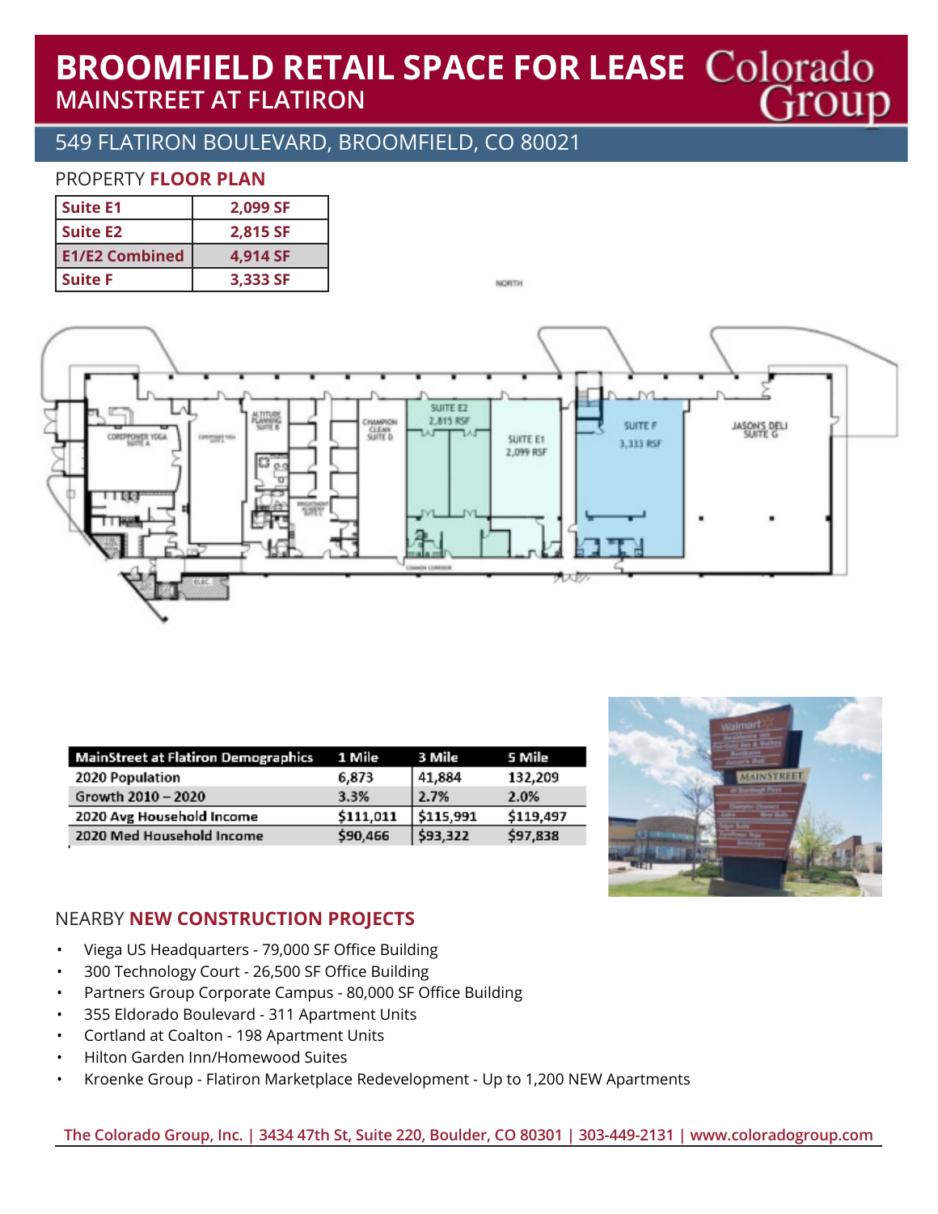# BROOMFIELD RETAIL SPACE FOR LEASE
## MAINSTREET AT FLATIRON

549 FLATIRON BOULEVARD, BROOMFIELD, CO 80021

### PROPERTY **FLOOR PLAN**

| Suite E1 | 2,099 SF |
|---|---|
| Suite E2 | 2,815 SF |
| E1/E2 Combined | 4,914 SF |
| Suite F | 3,333 SF |

| MainStreet at Flatiron Demographics | 1 Mile | 3 Mile | 5 Mile |
|---|---|---|---|
| 2020 Population | 6,873 | 41,884 | 132,209 |
| Growth 2010 – 2020 | 3.3% | 2.7% | 2.0% |
| 2020 Avg Household Income | $111,011 | $115,991 | $119,497 |
| 2020 Med Household Income | $90,466 | $93,322 | $97,838 |

### NEARBY **NEW CONSTRUCTION PROJECTS**

- Viega US Headquarters - 79,000 SF Office Building
- 300 Technology Court - 26,500 SF Office Building
- Partners Group Corporate Campus - 80,000 SF Office Building
- 355 Eldorado Boulevard - 311 Apartment Units
- Cortland at Coalton - 198 Apartment Units
- Hilton Garden Inn/Homewood Suites
- Kroenke Group - Flatiron Marketplace Redevelopment - Up to 1,200 NEW Apartments

**The Colorado Group, Inc. | 3434 47th St, Suite 220, Boulder, CO 80301 | 303-449-2131 | www.coloradogroup.com**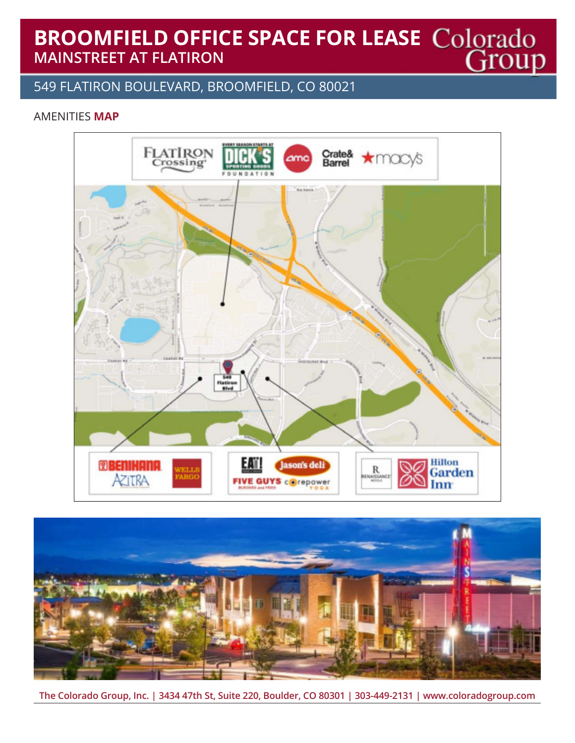# BROOMFIELD OFFICE SPACE FOR LEASE

## MAINSTREET AT FLATIRON

549 FLATIRON BOULEVARD, BROOMFIELD, CO 80021

AMENITIES **MAP**

The Colorado Group, Inc. | 3434 47th St, Suite 220, Boulder, CO 80301 | 303-449-2131 | www.coloradogroup.com